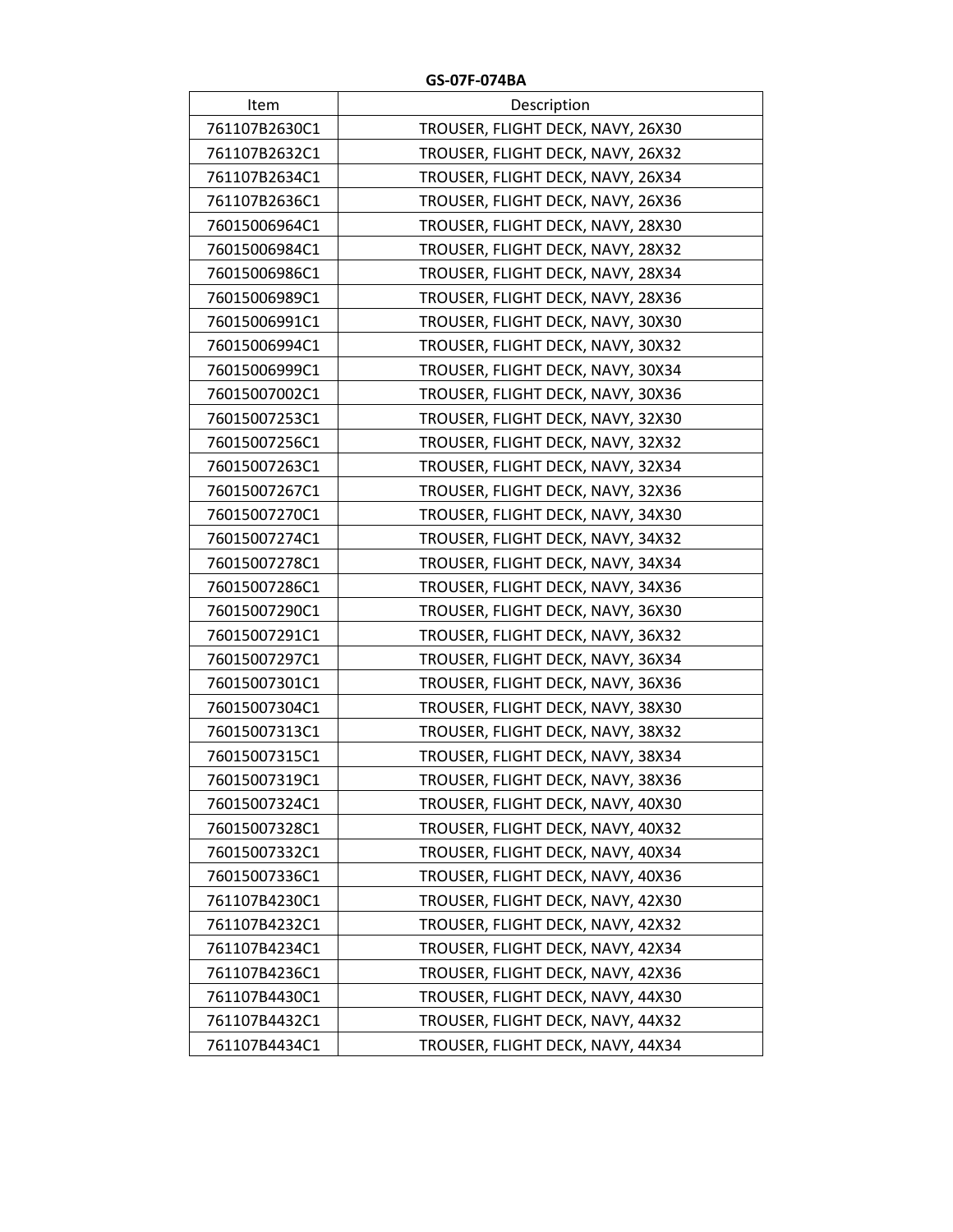**GS-07F-074BA**

| Item | Description |
|---|---|
| 761107B2630C1 | TROUSER, FLIGHT DECK, NAVY, 26X30 |
| 761107B2632C1 | TROUSER, FLIGHT DECK, NAVY, 26X32 |
| 761107B2634C1 | TROUSER, FLIGHT DECK, NAVY, 26X34 |
| 761107B2636C1 | TROUSER, FLIGHT DECK, NAVY, 26X36 |
| 76015006964C1 | TROUSER, FLIGHT DECK, NAVY, 28X30 |
| 76015006984C1 | TROUSER, FLIGHT DECK, NAVY, 28X32 |
| 76015006986C1 | TROUSER, FLIGHT DECK, NAVY, 28X34 |
| 76015006989C1 | TROUSER, FLIGHT DECK, NAVY, 28X36 |
| 76015006991C1 | TROUSER, FLIGHT DECK, NAVY, 30X30 |
| 76015006994C1 | TROUSER, FLIGHT DECK, NAVY, 30X32 |
| 76015006999C1 | TROUSER, FLIGHT DECK, NAVY, 30X34 |
| 76015007002C1 | TROUSER, FLIGHT DECK, NAVY, 30X36 |
| 76015007253C1 | TROUSER, FLIGHT DECK, NAVY, 32X30 |
| 76015007256C1 | TROUSER, FLIGHT DECK, NAVY, 32X32 |
| 76015007263C1 | TROUSER, FLIGHT DECK, NAVY, 32X34 |
| 76015007267C1 | TROUSER, FLIGHT DECK, NAVY, 32X36 |
| 76015007270C1 | TROUSER, FLIGHT DECK, NAVY, 34X30 |
| 76015007274C1 | TROUSER, FLIGHT DECK, NAVY, 34X32 |
| 76015007278C1 | TROUSER, FLIGHT DECK, NAVY, 34X34 |
| 76015007286C1 | TROUSER, FLIGHT DECK, NAVY, 34X36 |
| 76015007290C1 | TROUSER, FLIGHT DECK, NAVY, 36X30 |
| 76015007291C1 | TROUSER, FLIGHT DECK, NAVY, 36X32 |
| 76015007297C1 | TROUSER, FLIGHT DECK, NAVY, 36X34 |
| 76015007301C1 | TROUSER, FLIGHT DECK, NAVY, 36X36 |
| 76015007304C1 | TROUSER, FLIGHT DECK, NAVY, 38X30 |
| 76015007313C1 | TROUSER, FLIGHT DECK, NAVY, 38X32 |
| 76015007315C1 | TROUSER, FLIGHT DECK, NAVY, 38X34 |
| 76015007319C1 | TROUSER, FLIGHT DECK, NAVY, 38X36 |
| 76015007324C1 | TROUSER, FLIGHT DECK, NAVY, 40X30 |
| 76015007328C1 | TROUSER, FLIGHT DECK, NAVY, 40X32 |
| 76015007332C1 | TROUSER, FLIGHT DECK, NAVY, 40X34 |
| 76015007336C1 | TROUSER, FLIGHT DECK, NAVY, 40X36 |
| 761107B4230C1 | TROUSER, FLIGHT DECK, NAVY, 42X30 |
| 761107B4232C1 | TROUSER, FLIGHT DECK, NAVY, 42X32 |
| 761107B4234C1 | TROUSER, FLIGHT DECK, NAVY, 42X34 |
| 761107B4236C1 | TROUSER, FLIGHT DECK, NAVY, 42X36 |
| 761107B4430C1 | TROUSER, FLIGHT DECK, NAVY, 44X30 |
| 761107B4432C1 | TROUSER, FLIGHT DECK, NAVY, 44X32 |
| 761107B4434C1 | TROUSER, FLIGHT DECK, NAVY, 44X34 |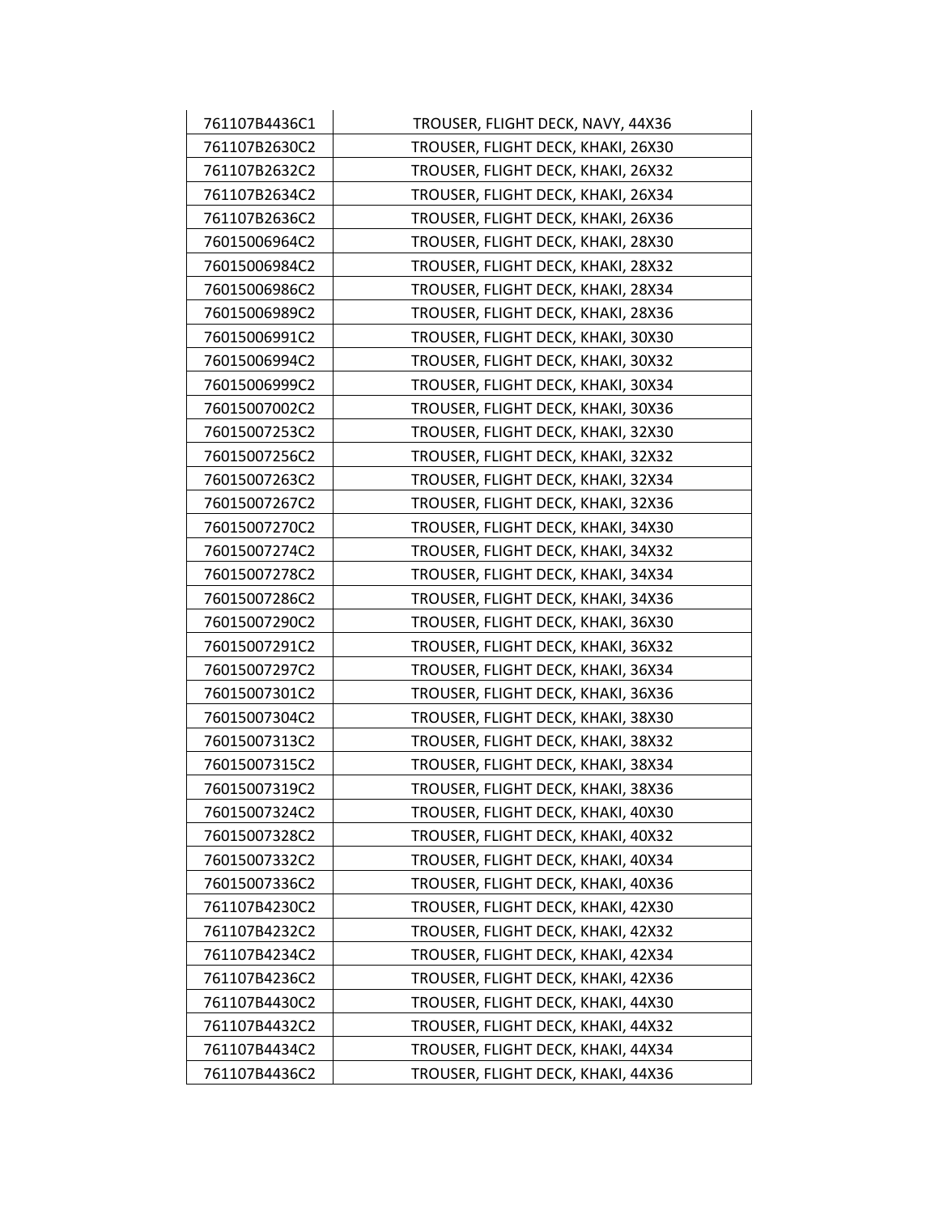| | |
|---|---|
| 761107B4436C1 | TROUSER, FLIGHT DECK, NAVY, 44X36 |
| 761107B2630C2 | TROUSER, FLIGHT DECK, KHAKI, 26X30 |
| 761107B2632C2 | TROUSER, FLIGHT DECK, KHAKI, 26X32 |
| 761107B2634C2 | TROUSER, FLIGHT DECK, KHAKI, 26X34 |
| 761107B2636C2 | TROUSER, FLIGHT DECK, KHAKI, 26X36 |
| 76015006964C2 | TROUSER, FLIGHT DECK, KHAKI, 28X30 |
| 76015006984C2 | TROUSER, FLIGHT DECK, KHAKI, 28X32 |
| 76015006986C2 | TROUSER, FLIGHT DECK, KHAKI, 28X34 |
| 76015006989C2 | TROUSER, FLIGHT DECK, KHAKI, 28X36 |
| 76015006991C2 | TROUSER, FLIGHT DECK, KHAKI, 30X30 |
| 76015006994C2 | TROUSER, FLIGHT DECK, KHAKI, 30X32 |
| 76015006999C2 | TROUSER, FLIGHT DECK, KHAKI, 30X34 |
| 76015007002C2 | TROUSER, FLIGHT DECK, KHAKI, 30X36 |
| 76015007253C2 | TROUSER, FLIGHT DECK, KHAKI, 32X30 |
| 76015007256C2 | TROUSER, FLIGHT DECK, KHAKI, 32X32 |
| 76015007263C2 | TROUSER, FLIGHT DECK, KHAKI, 32X34 |
| 76015007267C2 | TROUSER, FLIGHT DECK, KHAKI, 32X36 |
| 76015007270C2 | TROUSER, FLIGHT DECK, KHAKI, 34X30 |
| 76015007274C2 | TROUSER, FLIGHT DECK, KHAKI, 34X32 |
| 76015007278C2 | TROUSER, FLIGHT DECK, KHAKI, 34X34 |
| 76015007286C2 | TROUSER, FLIGHT DECK, KHAKI, 34X36 |
| 76015007290C2 | TROUSER, FLIGHT DECK, KHAKI, 36X30 |
| 76015007291C2 | TROUSER, FLIGHT DECK, KHAKI, 36X32 |
| 76015007297C2 | TROUSER, FLIGHT DECK, KHAKI, 36X34 |
| 76015007301C2 | TROUSER, FLIGHT DECK, KHAKI, 36X36 |
| 76015007304C2 | TROUSER, FLIGHT DECK, KHAKI, 38X30 |
| 76015007313C2 | TROUSER, FLIGHT DECK, KHAKI, 38X32 |
| 76015007315C2 | TROUSER, FLIGHT DECK, KHAKI, 38X34 |
| 76015007319C2 | TROUSER, FLIGHT DECK, KHAKI, 38X36 |
| 76015007324C2 | TROUSER, FLIGHT DECK, KHAKI, 40X30 |
| 76015007328C2 | TROUSER, FLIGHT DECK, KHAKI, 40X32 |
| 76015007332C2 | TROUSER, FLIGHT DECK, KHAKI, 40X34 |
| 76015007336C2 | TROUSER, FLIGHT DECK, KHAKI, 40X36 |
| 761107B4230C2 | TROUSER, FLIGHT DECK, KHAKI, 42X30 |
| 761107B4232C2 | TROUSER, FLIGHT DECK, KHAKI, 42X32 |
| 761107B4234C2 | TROUSER, FLIGHT DECK, KHAKI, 42X34 |
| 761107B4236C2 | TROUSER, FLIGHT DECK, KHAKI, 42X36 |
| 761107B4430C2 | TROUSER, FLIGHT DECK, KHAKI, 44X30 |
| 761107B4432C2 | TROUSER, FLIGHT DECK, KHAKI, 44X32 |
| 761107B4434C2 | TROUSER, FLIGHT DECK, KHAKI, 44X34 |
| 761107B4436C2 | TROUSER, FLIGHT DECK, KHAKI, 44X36 |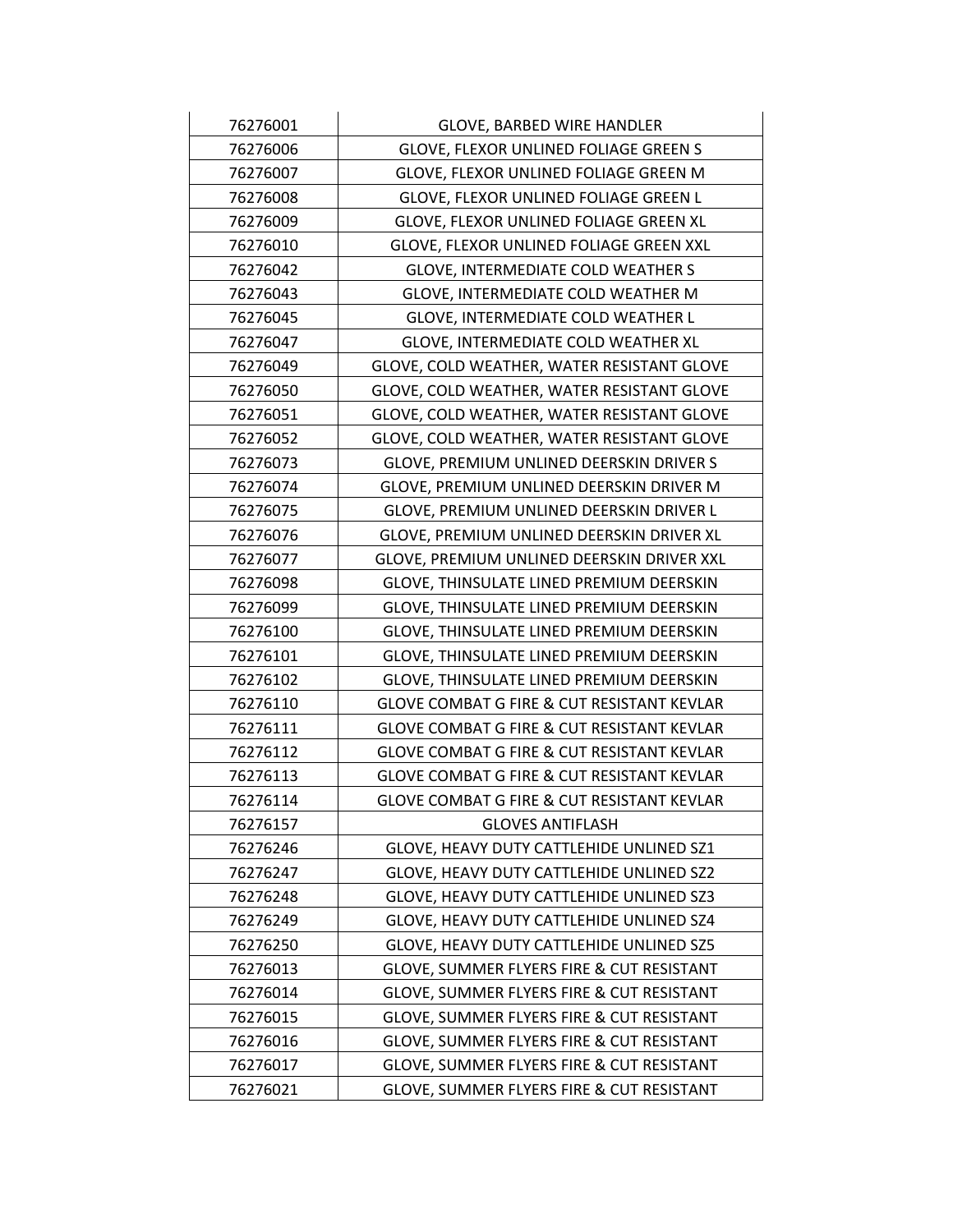| | |
|---|---|
| 76276001 | GLOVE, BARBED WIRE HANDLER |
| 76276006 | GLOVE, FLEXOR UNLINED FOLIAGE GREEN S |
| 76276007 | GLOVE, FLEXOR UNLINED FOLIAGE GREEN M |
| 76276008 | GLOVE, FLEXOR UNLINED FOLIAGE GREEN L |
| 76276009 | GLOVE, FLEXOR UNLINED FOLIAGE GREEN XL |
| 76276010 | GLOVE, FLEXOR UNLINED FOLIAGE GREEN XXL |
| 76276042 | GLOVE, INTERMEDIATE COLD WEATHER S |
| 76276043 | GLOVE, INTERMEDIATE COLD WEATHER M |
| 76276045 | GLOVE, INTERMEDIATE COLD WEATHER L |
| 76276047 | GLOVE, INTERMEDIATE COLD WEATHER XL |
| 76276049 | GLOVE, COLD WEATHER, WATER RESISTANT GLOVE |
| 76276050 | GLOVE, COLD WEATHER, WATER RESISTANT GLOVE |
| 76276051 | GLOVE, COLD WEATHER, WATER RESISTANT GLOVE |
| 76276052 | GLOVE, COLD WEATHER, WATER RESISTANT GLOVE |
| 76276073 | GLOVE, PREMIUM UNLINED DEERSKIN DRIVER S |
| 76276074 | GLOVE, PREMIUM UNLINED DEERSKIN DRIVER M |
| 76276075 | GLOVE, PREMIUM UNLINED DEERSKIN DRIVER L |
| 76276076 | GLOVE, PREMIUM UNLINED DEERSKIN DRIVER XL |
| 76276077 | GLOVE, PREMIUM UNLINED DEERSKIN DRIVER XXL |
| 76276098 | GLOVE, THINSULATE LINED PREMIUM DEERSKIN |
| 76276099 | GLOVE, THINSULATE LINED PREMIUM DEERSKIN |
| 76276100 | GLOVE, THINSULATE LINED PREMIUM DEERSKIN |
| 76276101 | GLOVE, THINSULATE LINED PREMIUM DEERSKIN |
| 76276102 | GLOVE, THINSULATE LINED PREMIUM DEERSKIN |
| 76276110 | GLOVE COMBAT G FIRE & CUT RESISTANT KEVLAR |
| 76276111 | GLOVE COMBAT G FIRE & CUT RESISTANT KEVLAR |
| 76276112 | GLOVE COMBAT G FIRE & CUT RESISTANT KEVLAR |
| 76276113 | GLOVE COMBAT G FIRE & CUT RESISTANT KEVLAR |
| 76276114 | GLOVE COMBAT G FIRE & CUT RESISTANT KEVLAR |
| 76276157 | GLOVES ANTIFLASH |
| 76276246 | GLOVE, HEAVY DUTY CATTLEHIDE UNLINED SZ1 |
| 76276247 | GLOVE, HEAVY DUTY CATTLEHIDE UNLINED SZ2 |
| 76276248 | GLOVE, HEAVY DUTY CATTLEHIDE UNLINED SZ3 |
| 76276249 | GLOVE, HEAVY DUTY CATTLEHIDE UNLINED SZ4 |
| 76276250 | GLOVE, HEAVY DUTY CATTLEHIDE UNLINED SZ5 |
| 76276013 | GLOVE, SUMMER FLYERS FIRE & CUT RESISTANT |
| 76276014 | GLOVE, SUMMER FLYERS FIRE & CUT RESISTANT |
| 76276015 | GLOVE, SUMMER FLYERS FIRE & CUT RESISTANT |
| 76276016 | GLOVE, SUMMER FLYERS FIRE & CUT RESISTANT |
| 76276017 | GLOVE, SUMMER FLYERS FIRE & CUT RESISTANT |
| 76276021 | GLOVE, SUMMER FLYERS FIRE & CUT RESISTANT |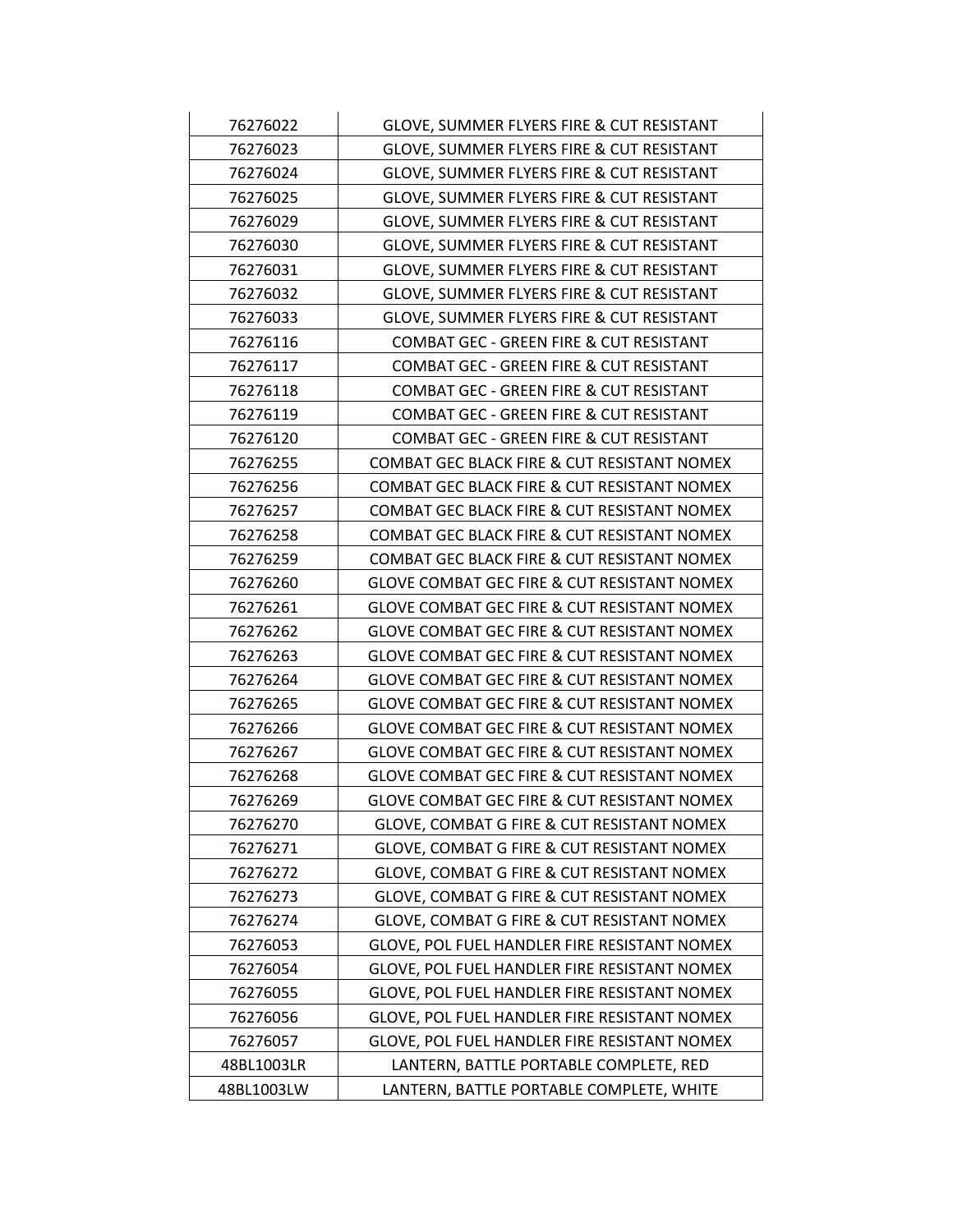| | |
|---|---|
| 76276022 | GLOVE, SUMMER FLYERS FIRE & CUT RESISTANT |
| 76276023 | GLOVE, SUMMER FLYERS FIRE & CUT RESISTANT |
| 76276024 | GLOVE, SUMMER FLYERS FIRE & CUT RESISTANT |
| 76276025 | GLOVE, SUMMER FLYERS FIRE & CUT RESISTANT |
| 76276029 | GLOVE, SUMMER FLYERS FIRE & CUT RESISTANT |
| 76276030 | GLOVE, SUMMER FLYERS FIRE & CUT RESISTANT |
| 76276031 | GLOVE, SUMMER FLYERS FIRE & CUT RESISTANT |
| 76276032 | GLOVE, SUMMER FLYERS FIRE & CUT RESISTANT |
| 76276033 | GLOVE, SUMMER FLYERS FIRE & CUT RESISTANT |
| 76276116 | COMBAT GEC - GREEN FIRE & CUT RESISTANT |
| 76276117 | COMBAT GEC - GREEN FIRE & CUT RESISTANT |
| 76276118 | COMBAT GEC - GREEN FIRE & CUT RESISTANT |
| 76276119 | COMBAT GEC - GREEN FIRE & CUT RESISTANT |
| 76276120 | COMBAT GEC - GREEN FIRE & CUT RESISTANT |
| 76276255 | COMBAT GEC BLACK FIRE & CUT RESISTANT NOMEX |
| 76276256 | COMBAT GEC BLACK FIRE & CUT RESISTANT NOMEX |
| 76276257 | COMBAT GEC BLACK FIRE & CUT RESISTANT NOMEX |
| 76276258 | COMBAT GEC BLACK FIRE & CUT RESISTANT NOMEX |
| 76276259 | COMBAT GEC BLACK FIRE & CUT RESISTANT NOMEX |
| 76276260 | GLOVE COMBAT GEC FIRE & CUT RESISTANT NOMEX |
| 76276261 | GLOVE COMBAT GEC FIRE & CUT RESISTANT NOMEX |
| 76276262 | GLOVE COMBAT GEC FIRE & CUT RESISTANT NOMEX |
| 76276263 | GLOVE COMBAT GEC FIRE & CUT RESISTANT NOMEX |
| 76276264 | GLOVE COMBAT GEC FIRE & CUT RESISTANT NOMEX |
| 76276265 | GLOVE COMBAT GEC FIRE & CUT RESISTANT NOMEX |
| 76276266 | GLOVE COMBAT GEC FIRE & CUT RESISTANT NOMEX |
| 76276267 | GLOVE COMBAT GEC FIRE & CUT RESISTANT NOMEX |
| 76276268 | GLOVE COMBAT GEC FIRE & CUT RESISTANT NOMEX |
| 76276269 | GLOVE COMBAT GEC FIRE & CUT RESISTANT NOMEX |
| 76276270 | GLOVE, COMBAT G FIRE & CUT RESISTANT NOMEX |
| 76276271 | GLOVE, COMBAT G FIRE & CUT RESISTANT NOMEX |
| 76276272 | GLOVE, COMBAT G FIRE & CUT RESISTANT NOMEX |
| 76276273 | GLOVE, COMBAT G FIRE & CUT RESISTANT NOMEX |
| 76276274 | GLOVE, COMBAT G FIRE & CUT RESISTANT NOMEX |
| 76276053 | GLOVE, POL FUEL HANDLER FIRE RESISTANT NOMEX |
| 76276054 | GLOVE, POL FUEL HANDLER FIRE RESISTANT NOMEX |
| 76276055 | GLOVE, POL FUEL HANDLER FIRE RESISTANT NOMEX |
| 76276056 | GLOVE, POL FUEL HANDLER FIRE RESISTANT NOMEX |
| 76276057 | GLOVE, POL FUEL HANDLER FIRE RESISTANT NOMEX |
| 48BL1003LR | LANTERN, BATTLE PORTABLE COMPLETE, RED |
| 48BL1003LW | LANTERN, BATTLE PORTABLE COMPLETE, WHITE |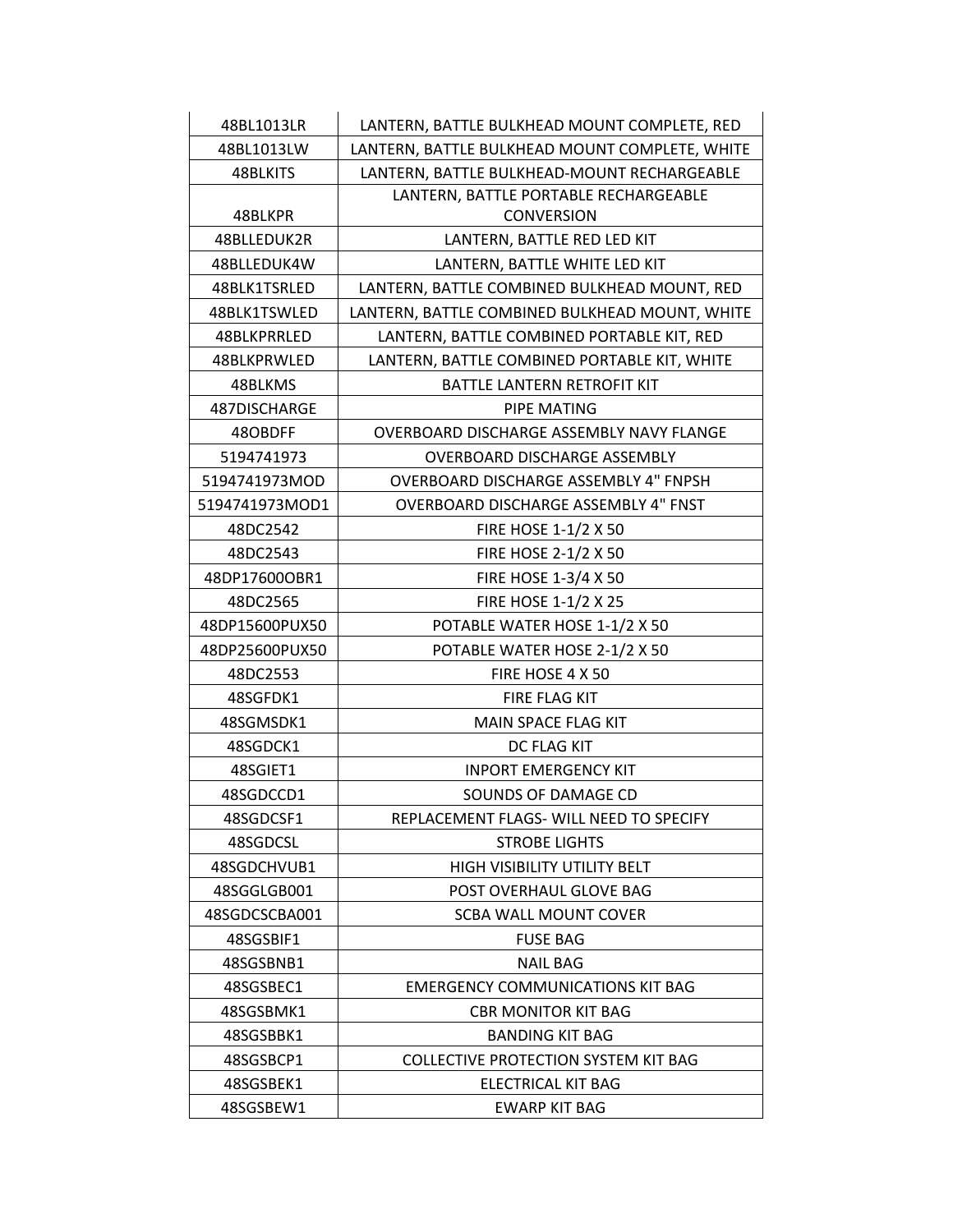| 48BL1013LR | LANTERN, BATTLE BULKHEAD MOUNT COMPLETE, RED |
|---|---|
| 48BL1013LW | LANTERN, BATTLE BULKHEAD MOUNT COMPLETE, WHITE |
| 48BLKITS | LANTERN, BATTLE BULKHEAD-MOUNT RECHARGEABLE |
| 48BLKPR | LANTERN, BATTLE PORTABLE RECHARGEABLE CONVERSION |
| 48BLLEDUK2R | LANTERN, BATTLE RED LED KIT |
| 48BLLEDUK4W | LANTERN, BATTLE WHITE LED KIT |
| 48BLK1TSRLED | LANTERN, BATTLE COMBINED BULKHEAD MOUNT, RED |
| 48BLK1TSWLED | LANTERN, BATTLE COMBINED BULKHEAD MOUNT, WHITE |
| 48BLKPRRLED | LANTERN, BATTLE COMBINED PORTABLE KIT, RED |
| 48BLKPRWLED | LANTERN, BATTLE COMBINED PORTABLE KIT, WHITE |
| 48BLKMS | BATTLE LANTERN RETROFIT KIT |
| 487DISCHARGE | PIPE MATING |
| 48OBDFF | OVERBOARD DISCHARGE ASSEMBLY NAVY FLANGE |
| 5194741973 | OVERBOARD DISCHARGE ASSEMBLY |
| 5194741973MOD | OVERBOARD DISCHARGE ASSEMBLY 4" FNPSH |
| 5194741973MOD1 | OVERBOARD DISCHARGE ASSEMBLY 4" FNST |
| 48DC2542 | FIRE HOSE 1-1/2 X 50 |
| 48DC2543 | FIRE HOSE 2-1/2 X 50 |
| 48DP17600OBR1 | FIRE HOSE 1-3/4 X 50 |
| 48DC2565 | FIRE HOSE 1-1/2 X 25 |
| 48DP15600PUX50 | POTABLE WATER HOSE 1-1/2 X 50 |
| 48DP25600PUX50 | POTABLE WATER HOSE 2-1/2 X 50 |
| 48DC2553 | FIRE HOSE 4 X 50 |
| 48SGFDK1 | FIRE FLAG KIT |
| 48SGMSDK1 | MAIN SPACE FLAG KIT |
| 48SGDCK1 | DC FLAG KIT |
| 48SGIET1 | INPORT EMERGENCY KIT |
| 48SGDCCD1 | SOUNDS OF DAMAGE CD |
| 48SGDCSF1 | REPLACEMENT FLAGS- WILL NEED TO SPECIFY |
| 48SGDCSL | STROBE LIGHTS |
| 48SGDCHVUB1 | HIGH VISIBILITY UTILITY BELT |
| 48SGGLGB001 | POST OVERHAUL GLOVE BAG |
| 48SGDCSCBA001 | SCBA WALL MOUNT COVER |
| 48SGSBIF1 | FUSE BAG |
| 48SGSBNB1 | NAIL BAG |
| 48SGSBEC1 | EMERGENCY COMMUNICATIONS KIT BAG |
| 48SGSBMK1 | CBR MONITOR KIT BAG |
| 48SGSBBK1 | BANDING KIT BAG |
| 48SGSBCP1 | COLLECTIVE PROTECTION SYSTEM KIT BAG |
| 48SGSBEK1 | ELECTRICAL KIT BAG |
| 48SGSBEW1 | EWARP KIT BAG |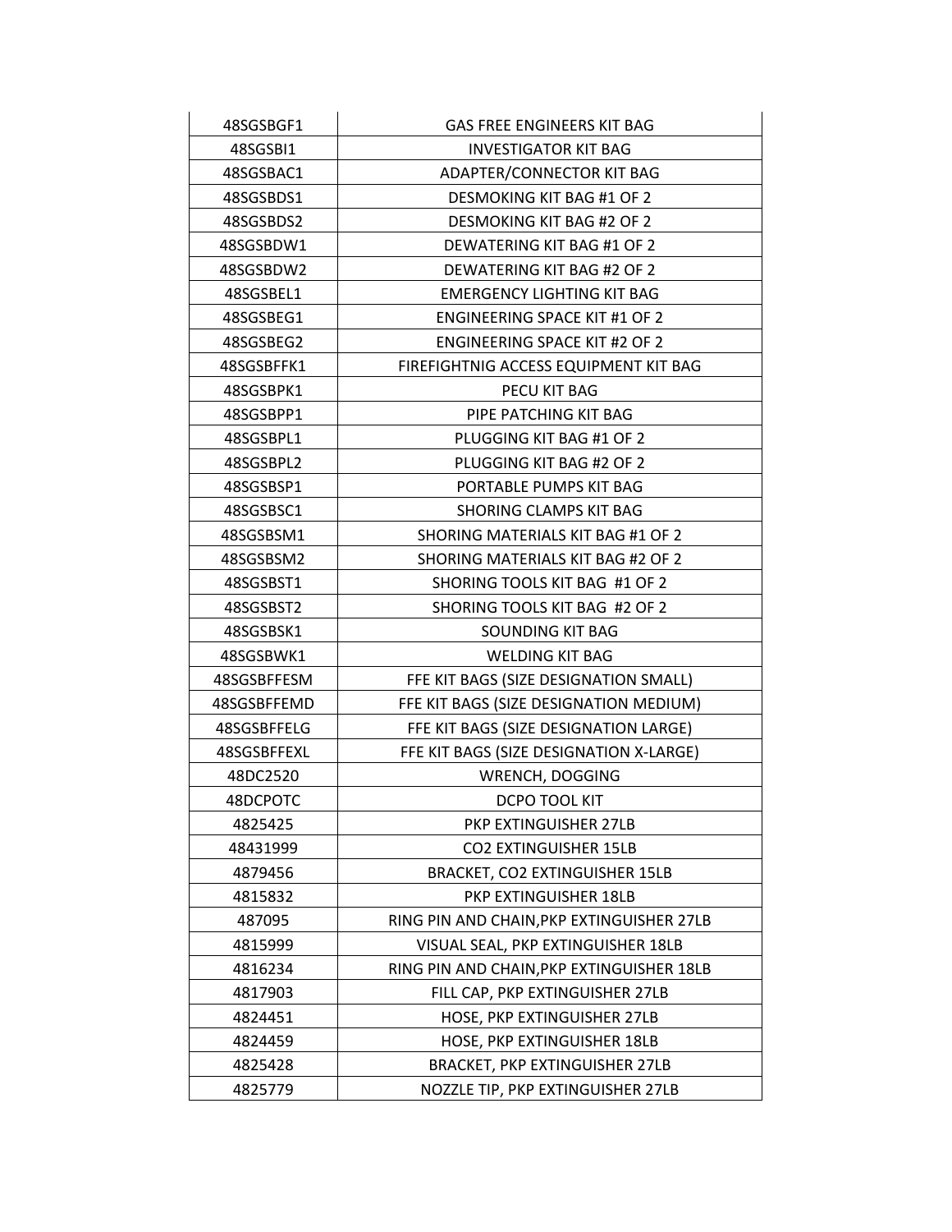| 48SGSBGF1 | GAS FREE ENGINEERS KIT BAG |
|---|---|
| 48SGSBI1 | INVESTIGATOR KIT BAG |
| 48SGSBAC1 | ADAPTER/CONNECTOR KIT BAG |
| 48SGSBDS1 | DESMOKING KIT BAG #1 OF 2 |
| 48SGSBDS2 | DESMOKING KIT BAG #2 OF 2 |
| 48SGSBDW1 | DEWATERING KIT BAG #1 OF 2 |
| 48SGSBDW2 | DEWATERING KIT BAG #2 OF 2 |
| 48SGSBEL1 | EMERGENCY LIGHTING KIT BAG |
| 48SGSBEG1 | ENGINEERING SPACE KIT #1 OF 2 |
| 48SGSBEG2 | ENGINEERING SPACE KIT #2 OF 2 |
| 48SGSBFFK1 | FIREFIGHTNIG ACCESS EQUIPMENT KIT BAG |
| 48SGSBPK1 | PECU KIT BAG |
| 48SGSBPP1 | PIPE PATCHING KIT BAG |
| 48SGSBPL1 | PLUGGING KIT BAG #1 OF 2 |
| 48SGSBPL2 | PLUGGING KIT BAG #2 OF 2 |
| 48SGSBSP1 | PORTABLE PUMPS KIT BAG |
| 48SGSBSC1 | SHORING CLAMPS KIT BAG |
| 48SGSBSM1 | SHORING MATERIALS KIT BAG #1 OF 2 |
| 48SGSBSM2 | SHORING MATERIALS KIT BAG #2 OF 2 |
| 48SGSBST1 | SHORING TOOLS KIT BAG #1 OF 2 |
| 48SGSBST2 | SHORING TOOLS KIT BAG #2 OF 2 |
| 48SGSBSK1 | SOUNDING KIT BAG |
| 48SGSBWK1 | WELDING KIT BAG |
| 48SGSBFFESM | FFE KIT BAGS (SIZE DESIGNATION SMALL) |
| 48SGSBFFEMD | FFE KIT BAGS (SIZE DESIGNATION MEDIUM) |
| 48SGSBFFELG | FFE KIT BAGS (SIZE DESIGNATION LARGE) |
| 48SGSBFFEXL | FFE KIT BAGS (SIZE DESIGNATION X-LARGE) |
| 48DC2520 | WRENCH, DOGGING |
| 48DCPOTC | DCPO TOOL KIT |
| 4825425 | PKP EXTINGUISHER 27LB |
| 48431999 | CO2 EXTINGUISHER 15LB |
| 4879456 | BRACKET, CO2 EXTINGUISHER 15LB |
| 4815832 | PKP EXTINGUISHER 18LB |
| 487095 | RING PIN AND CHAIN,PKP EXTINGUISHER 27LB |
| 4815999 | VISUAL SEAL, PKP EXTINGUISHER 18LB |
| 4816234 | RING PIN AND CHAIN,PKP EXTINGUISHER 18LB |
| 4817903 | FILL CAP, PKP EXTINGUISHER 27LB |
| 4824451 | HOSE, PKP EXTINGUISHER 27LB |
| 4824459 | HOSE, PKP EXTINGUISHER 18LB |
| 4825428 | BRACKET, PKP EXTINGUISHER 27LB |
| 4825779 | NOZZLE TIP, PKP EXTINGUISHER 27LB |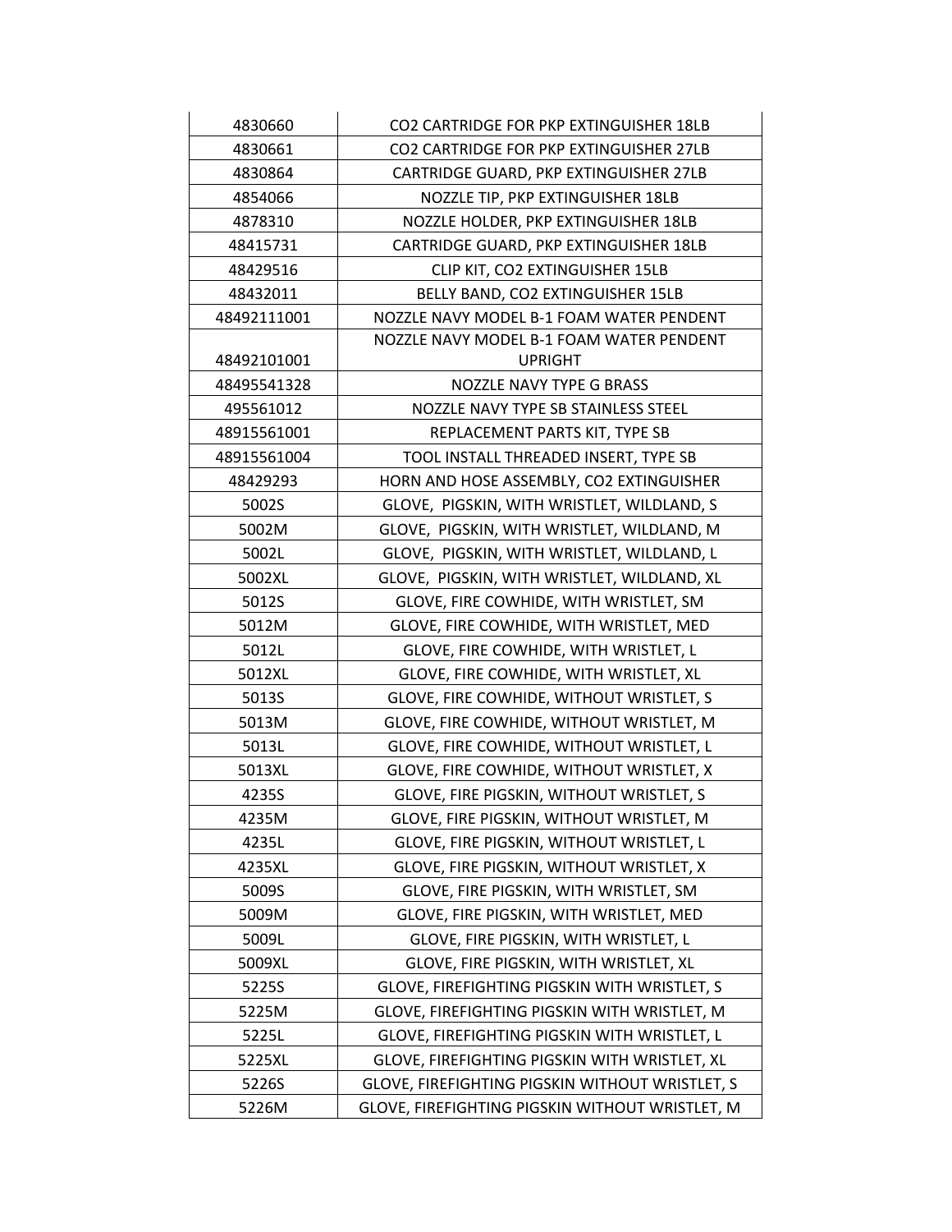| 4830660 | $CO_2$ CARTRIDGE FOR PKP EXTINGUISHER 18LB |
|---|---|
| 4830661 | $CO_2$ CARTRIDGE FOR PKP EXTINGUISHER 27LB |
| 4830864 | CARTRIDGE GUARD, PKP EXTINGUISHER 27LB |
| 4854066 | NOZZLE TIP, PKP EXTINGUISHER 18LB |
| 4878310 | NOZZLE HOLDER, PKP EXTINGUISHER 18LB |
| 48415731 | CARTRIDGE GUARD, PKP EXTINGUISHER 18LB |
| 48429516 | CLIP KIT, $CO_2$ EXTINGUISHER 15LB |
| 48432011 | BELLY BAND, $CO_2$ EXTINGUISHER 15LB |
| 48492111001 | NOZZLE NAVY MODEL B-1 FOAM WATER PENDENT |
| 48492101001 | NOZZLE NAVY MODEL B-1 FOAM WATER PENDENT UPRIGHT |
| 48495541328 | NOZZLE NAVY TYPE G BRASS |
| 495561012 | NOZZLE NAVY TYPE SB STAINLESS STEEL |
| 48915561001 | REPLACEMENT PARTS KIT, TYPE SB |
| 48915561004 | TOOL INSTALL THREADED INSERT, TYPE SB |
| 48429293 | HORN AND HOSE ASSEMBLY, $CO_2$ EXTINGUISHER |
| 5002S | GLOVE, PIGSKIN, WITH WRISTLET, WILDLAND, S |
| 5002M | GLOVE, PIGSKIN, WITH WRISTLET, WILDLAND, M |
| 5002L | GLOVE, PIGSKIN, WITH WRISTLET, WILDLAND, L |
| 5002XL | GLOVE, PIGSKIN, WITH WRISTLET, WILDLAND, XL |
| 5012S | GLOVE, FIRE COWHIDE, WITH WRISTLET, SM |
| 5012M | GLOVE, FIRE COWHIDE, WITH WRISTLET, MED |
| 5012L | GLOVE, FIRE COWHIDE, WITH WRISTLET, L |
| 5012XL | GLOVE, FIRE COWHIDE, WITH WRISTLET, XL |
| 5013S | GLOVE, FIRE COWHIDE, WITHOUT WRISTLET, S |
| 5013M | GLOVE, FIRE COWHIDE, WITHOUT WRISTLET, M |
| 5013L | GLOVE, FIRE COWHIDE, WITHOUT WRISTLET, L |
| 5013XL | GLOVE, FIRE COWHIDE, WITHOUT WRISTLET, X |
| 4235S | GLOVE, FIRE PIGSKIN, WITHOUT WRISTLET, S |
| 4235M | GLOVE, FIRE PIGSKIN, WITHOUT WRISTLET, M |
| 4235L | GLOVE, FIRE PIGSKIN, WITHOUT WRISTLET, L |
| 4235XL | GLOVE, FIRE PIGSKIN, WITHOUT WRISTLET, X |
| 5009S | GLOVE, FIRE PIGSKIN, WITH WRISTLET, SM |
| 5009M | GLOVE, FIRE PIGSKIN, WITH WRISTLET, MED |
| 5009L | GLOVE, FIRE PIGSKIN, WITH WRISTLET, L |
| 5009XL | GLOVE, FIRE PIGSKIN, WITH WRISTLET, XL |
| 5225S | GLOVE, FIREFIGHTING PIGSKIN WITH WRISTLET, S |
| 5225M | GLOVE, FIREFIGHTING PIGSKIN WITH WRISTLET, M |
| 5225L | GLOVE, FIREFIGHTING PIGSKIN WITH WRISTLET, L |
| 5225XL | GLOVE, FIREFIGHTING PIGSKIN WITH WRISTLET, XL |
| 5226S | GLOVE, FIREFIGHTING PIGSKIN WITHOUT WRISTLET, S |
| 5226M | GLOVE, FIREFIGHTING PIGSKIN WITHOUT WRISTLET, M |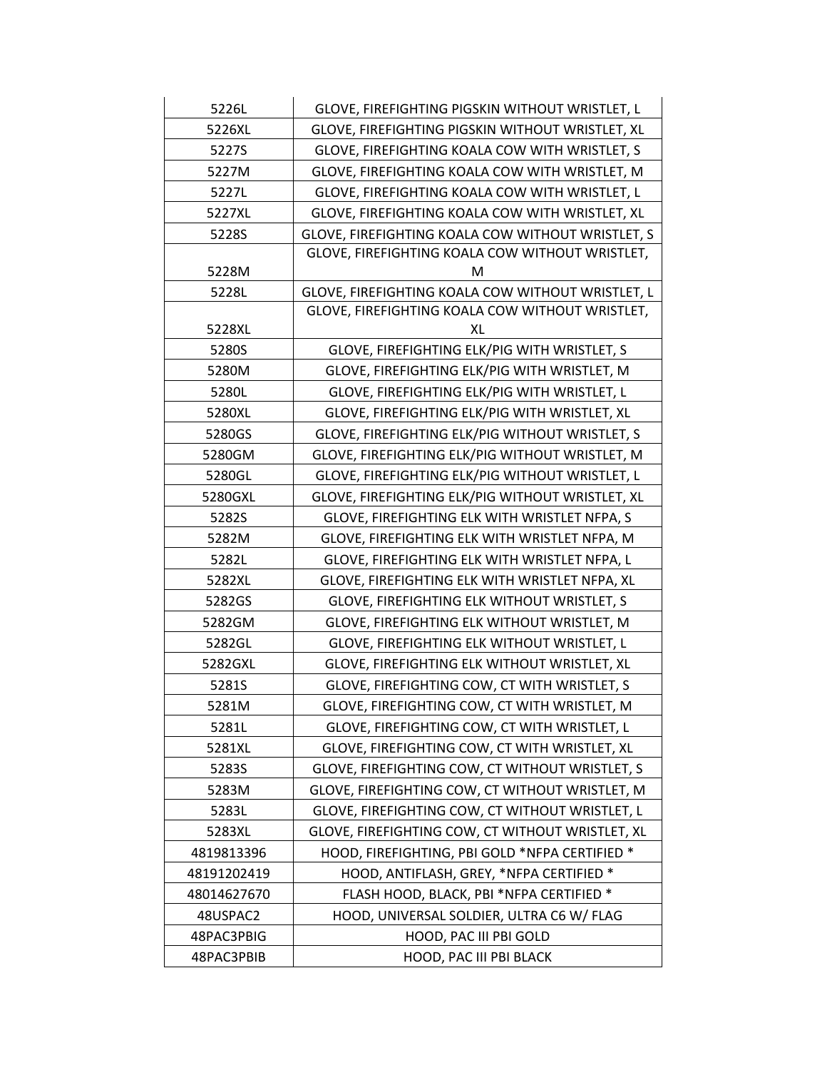| | |
|---|---|
| 5226L | GLOVE, FIREFIGHTING PIGSKIN WITHOUT WRISTLET, L |
| 5226XL | GLOVE, FIREFIGHTING PIGSKIN WITHOUT WRISTLET, XL |
| 5227S | GLOVE, FIREFIGHTING KOALA COW WITH WRISTLET, S |
| 5227M | GLOVE, FIREFIGHTING KOALA COW WITH WRISTLET, M |
| 5227L | GLOVE, FIREFIGHTING KOALA COW WITH WRISTLET, L |
| 5227XL | GLOVE, FIREFIGHTING KOALA COW WITH WRISTLET, XL |
| 5228S | GLOVE, FIREFIGHTING KOALA COW WITHOUT WRISTLET, S |
| 5228M | GLOVE, FIREFIGHTING KOALA COW WITHOUT WRISTLET, M |
| 5228L | GLOVE, FIREFIGHTING KOALA COW WITHOUT WRISTLET, L |
| 5228XL | GLOVE, FIREFIGHTING KOALA COW WITHOUT WRISTLET, XL |
| 5280S | GLOVE, FIREFIGHTING ELK/PIG WITH WRISTLET, S |
| 5280M | GLOVE, FIREFIGHTING ELK/PIG WITH WRISTLET, M |
| 5280L | GLOVE, FIREFIGHTING ELK/PIG WITH WRISTLET, L |
| 5280XL | GLOVE, FIREFIGHTING ELK/PIG WITH WRISTLET, XL |
| 5280GS | GLOVE, FIREFIGHTING ELK/PIG WITHOUT WRISTLET, S |
| 5280GM | GLOVE, FIREFIGHTING ELK/PIG WITHOUT WRISTLET, M |
| 5280GL | GLOVE, FIREFIGHTING ELK/PIG WITHOUT WRISTLET, L |
| 5280GXL | GLOVE, FIREFIGHTING ELK/PIG WITHOUT WRISTLET, XL |
| 5282S | GLOVE, FIREFIGHTING ELK WITH WRISTLET NFPA, S |
| 5282M | GLOVE, FIREFIGHTING ELK WITH WRISTLET NFPA, M |
| 5282L | GLOVE, FIREFIGHTING ELK WITH WRISTLET NFPA, L |
| 5282XL | GLOVE, FIREFIGHTING ELK WITH WRISTLET NFPA, XL |
| 5282GS | GLOVE, FIREFIGHTING ELK WITHOUT WRISTLET, S |
| 5282GM | GLOVE, FIREFIGHTING ELK WITHOUT WRISTLET, M |
| 5282GL | GLOVE, FIREFIGHTING ELK WITHOUT WRISTLET, L |
| 5282GXL | GLOVE, FIREFIGHTING ELK WITHOUT WRISTLET, XL |
| 5281S | GLOVE, FIREFIGHTING COW, CT WITH WRISTLET, S |
| 5281M | GLOVE, FIREFIGHTING COW, CT WITH WRISTLET, M |
| 5281L | GLOVE, FIREFIGHTING COW, CT WITH WRISTLET, L |
| 5281XL | GLOVE, FIREFIGHTING COW, CT WITH WRISTLET, XL |
| 5283S | GLOVE, FIREFIGHTING COW, CT WITHOUT WRISTLET, S |
| 5283M | GLOVE, FIREFIGHTING COW, CT WITHOUT WRISTLET, M |
| 5283L | GLOVE, FIREFIGHTING COW, CT WITHOUT WRISTLET, L |
| 5283XL | GLOVE, FIREFIGHTING COW, CT WITHOUT WRISTLET, XL |
| 4819813396 | HOOD, FIREFIGHTING, PBI GOLD *NFPA CERTIFIED * |
| 48191202419 | HOOD, ANTIFLASH, GREY, *NFPA CERTIFIED * |
| 48014627670 | FLASH HOOD, BLACK, PBI *NFPA CERTIFIED * |
| 48USPAC2 | HOOD, UNIVERSAL SOLDIER, ULTRA C6 W/ FLAG |
| 48PAC3PBIG | HOOD, PAC III PBI GOLD |
| 48PAC3PBIB | HOOD, PAC III PBI BLACK |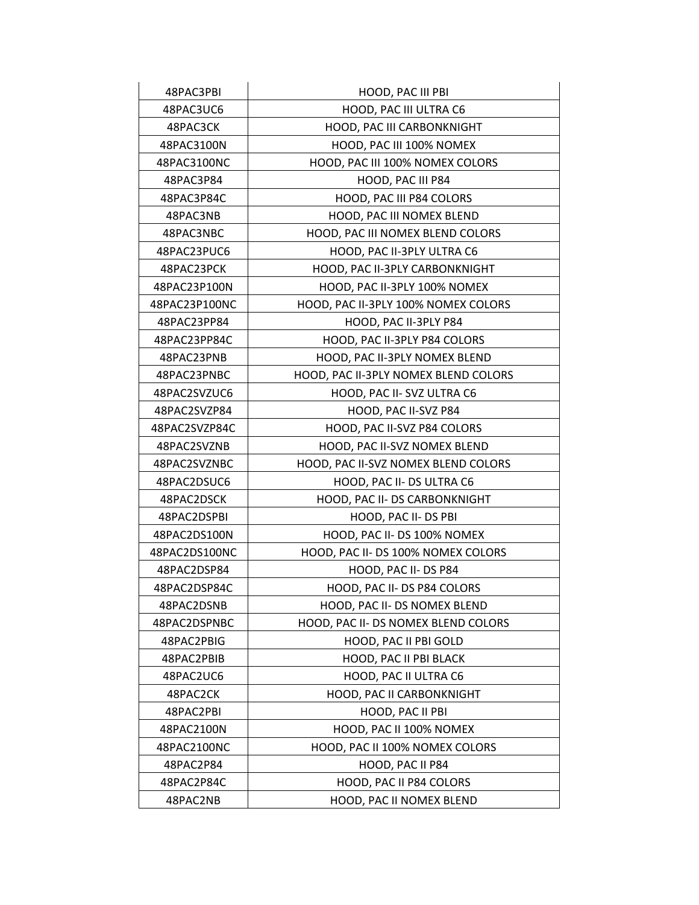| 48PAC3PBI | HOOD, PAC III PBI |
|---|---|
| 48PAC3UC6 | HOOD, PAC III ULTRA C6 |
| 48PAC3CK | HOOD, PAC III CARBONKNIGHT |
| 48PAC3100N | HOOD, PAC III 100% NOMEX |
| 48PAC3100NC | HOOD, PAC III 100% NOMEX COLORS |
| 48PAC3P84 | HOOD, PAC III P84 |
| 48PAC3P84C | HOOD, PAC III P84 COLORS |
| 48PAC3NB | HOOD, PAC III NOMEX BLEND |
| 48PAC3NBC | HOOD, PAC III NOMEX BLEND COLORS |
| 48PAC23PUC6 | HOOD, PAC II-3PLY ULTRA C6 |
| 48PAC23PCK | HOOD, PAC II-3PLY CARBONKNIGHT |
| 48PAC23P100N | HOOD, PAC II-3PLY 100% NOMEX |
| 48PAC23P100NC | HOOD, PAC II-3PLY 100% NOMEX COLORS |
| 48PAC23PP84 | HOOD, PAC II-3PLY P84 |
| 48PAC23PP84C | HOOD, PAC II-3PLY P84 COLORS |
| 48PAC23PNB | HOOD, PAC II-3PLY NOMEX BLEND |
| 48PAC23PNBC | HOOD, PAC II-3PLY NOMEX BLEND COLORS |
| 48PAC2SVZUC6 | HOOD, PAC II- SVZ ULTRA C6 |
| 48PAC2SVZP84 | HOOD, PAC II-SVZ P84 |
| 48PAC2SVZP84C | HOOD, PAC II-SVZ P84 COLORS |
| 48PAC2SVZNB | HOOD, PAC II-SVZ NOMEX BLEND |
| 48PAC2SVZNBC | HOOD, PAC II-SVZ NOMEX BLEND COLORS |
| 48PAC2DSUC6 | HOOD, PAC II- DS ULTRA C6 |
| 48PAC2DSCK | HOOD, PAC II- DS CARBONKNIGHT |
| 48PAC2DSPBI | HOOD, PAC II- DS PBI |
| 48PAC2DS100N | HOOD, PAC II- DS 100% NOMEX |
| 48PAC2DS100NC | HOOD, PAC II- DS 100% NOMEX COLORS |
| 48PAC2DSP84 | HOOD, PAC II- DS P84 |
| 48PAC2DSP84C | HOOD, PAC II- DS P84 COLORS |
| 48PAC2DSNB | HOOD, PAC II- DS NOMEX BLEND |
| 48PAC2DSPNBC | HOOD, PAC II- DS NOMEX BLEND COLORS |
| 48PAC2PBIG | HOOD, PAC II PBI GOLD |
| 48PAC2PBIB | HOOD, PAC II PBI BLACK |
| 48PAC2UC6 | HOOD, PAC II ULTRA C6 |
| 48PAC2CK | HOOD, PAC II CARBONKNIGHT |
| 48PAC2PBI | HOOD, PAC II PBI |
| 48PAC2100N | HOOD, PAC II 100% NOMEX |
| 48PAC2100NC | HOOD, PAC II 100% NOMEX COLORS |
| 48PAC2P84 | HOOD, PAC II P84 |
| 48PAC2P84C | HOOD, PAC II P84 COLORS |
| 48PAC2NB | HOOD, PAC II NOMEX BLEND |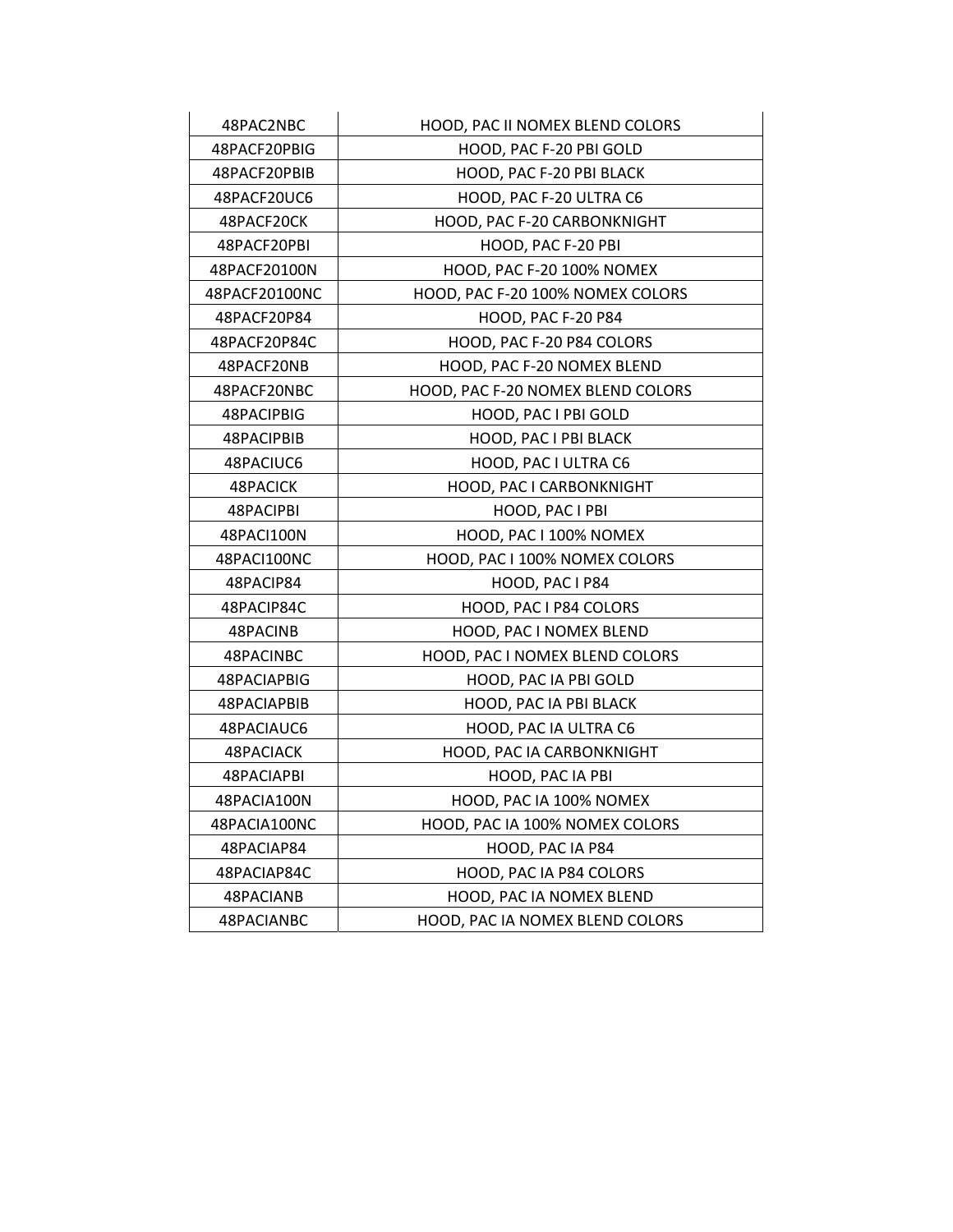| | |
|---|---|
| 48PAC2NBC | HOOD, PAC II NOMEX BLEND COLORS |
| 48PACF20PBIG | HOOD, PAC F-20 PBI GOLD |
| 48PACF20PBIB | HOOD, PAC F-20 PBI BLACK |
| 48PACF20UC6 | HOOD, PAC F-20 ULTRA C6 |
| 48PACF20CK | HOOD, PAC F-20 CARBONKNIGHT |
| 48PACF20PBI | HOOD, PAC F-20 PBI |
| 48PACF20100N | HOOD, PAC F-20 100% NOMEX |
| 48PACF20100NC | HOOD, PAC F-20 100% NOMEX COLORS |
| 48PACF20P84 | HOOD, PAC F-20 P84 |
| 48PACF20P84C | HOOD, PAC F-20 P84 COLORS |
| 48PACF20NB | HOOD, PAC F-20 NOMEX BLEND |
| 48PACF20NBC | HOOD, PAC F-20 NOMEX BLEND COLORS |
| 48PACIPBIG | HOOD, PAC I PBI GOLD |
| 48PACIPBIB | HOOD, PAC I PBI BLACK |
| 48PACIUC6 | HOOD, PAC I ULTRA C6 |
| 48PACICK | HOOD, PAC I CARBONKNIGHT |
| 48PACIPBI | HOOD, PAC I PBI |
| 48PACI100N | HOOD, PAC I 100% NOMEX |
| 48PACI100NC | HOOD, PAC I 100% NOMEX COLORS |
| 48PACIP84 | HOOD, PAC I P84 |
| 48PACIP84C | HOOD, PAC I P84 COLORS |
| 48PACINB | HOOD, PAC I NOMEX BLEND |
| 48PACINBC | HOOD, PAC I NOMEX BLEND COLORS |
| 48PACIAPBIG | HOOD, PAC IA PBI GOLD |
| 48PACIAPBIB | HOOD, PAC IA PBI BLACK |
| 48PACIAUC6 | HOOD, PAC IA ULTRA C6 |
| 48PACIACK | HOOD, PAC IA CARBONKNIGHT |
| 48PACIAPBI | HOOD, PAC IA PBI |
| 48PACIA100N | HOOD, PAC IA 100% NOMEX |
| 48PACIA100NC | HOOD, PAC IA 100% NOMEX COLORS |
| 48PACIAP84 | HOOD, PAC IA P84 |
| 48PACIAP84C | HOOD, PAC IA P84 COLORS |
| 48PACIANB | HOOD, PAC IA NOMEX BLEND |
| 48PACIANBC | HOOD, PAC IA NOMEX BLEND COLORS |